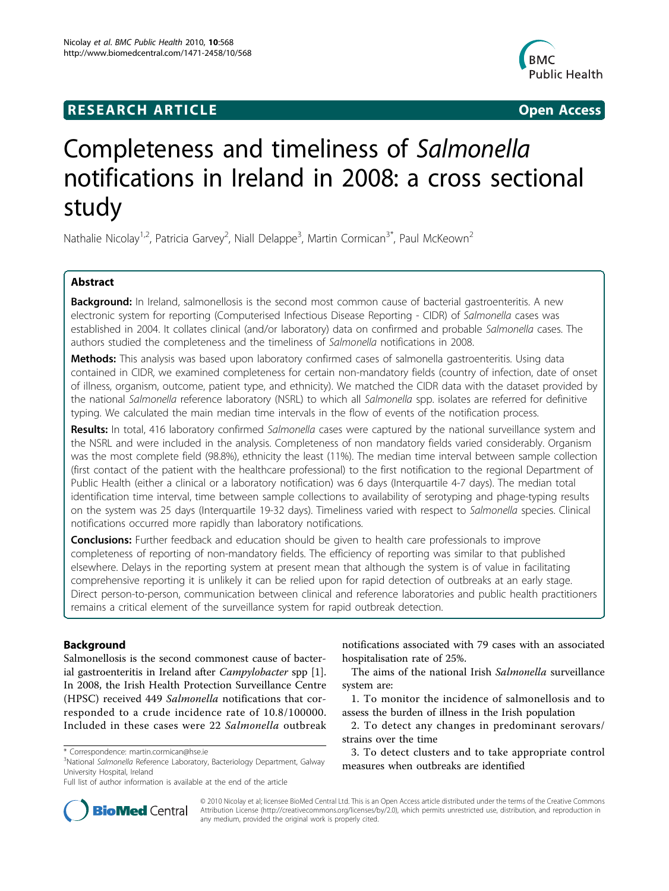**RESEARCH ARTICLE** **Open Access**

# Completeness and timeliness of *Salmonella* notifications in Ireland in 2008: a cross sectional study

Nathalie Nicolay[1,2], Patricia Garvey[2], Niall Delappe[3], Martin Cormican[3*], Paul McKeown[2]

## Abstract

**Background:** In Ireland, salmonellosis is the second most common cause of bacterial gastroenteritis. A new electronic system for reporting (Computerised Infectious Disease Reporting - CIDR) of *Salmonella* cases was established in 2004. It collates clinical (and/or laboratory) data on confirmed and probable *Salmonella* cases. The authors studied the completeness and the timeliness of *Salmonella* notifications in 2008.

**Methods:** This analysis was based upon laboratory confirmed cases of salmonella gastroenteritis. Using data contained in CIDR, we examined completeness for certain non-mandatory fields (country of infection, date of onset of illness, organism, outcome, patient type, and ethnicity). We matched the CIDR data with the dataset provided by the national *Salmonella* reference laboratory (NSRL) to which all *Salmonella* spp. isolates are referred for definitive typing. We calculated the main median time intervals in the flow of events of the notification process.

**Results:** In total, 416 laboratory confirmed *Salmonella* cases were captured by the national surveillance system and the NSRL and were included in the analysis. Completeness of non mandatory fields varied considerably. Organism was the most complete field (98.8%), ethnicity the least (11%). The median time interval between sample collection (first contact of the patient with the healthcare professional) to the first notification to the regional Department of Public Health (either a clinical or a laboratory notification) was 6 days (Interquartile 4-7 days). The median total identification time interval, time between sample collections to availability of serotyping and phage-typing results on the system was 25 days (Interquartile 19-32 days). Timeliness varied with respect to *Salmonella* species. Clinical notifications occurred more rapidly than laboratory notifications.

**Conclusions:** Further feedback and education should be given to health care professionals to improve completeness of reporting of non-mandatory fields. The efficiency of reporting was similar to that published elsewhere. Delays in the reporting system at present mean that although the system is of value in facilitating comprehensive reporting it is unlikely it can be relied upon for rapid detection of outbreaks at an early stage. Direct person-to-person, communication between clinical and reference laboratories and public health practitioners remains a critical element of the surveillance system for rapid outbreak detection.

## Background

Salmonellosis is the second commonest cause of bacterial gastroenteritis in Ireland after *Campylobacter* spp [1]. In 2008, the Irish Health Protection Surveillance Centre (HPSC) received 449 *Salmonella* notifications that corresponded to a crude incidence rate of 10.8/100000. Included in these cases were 22 *Salmonella* outbreak notifications associated with 79 cases with an associated hospitalisation rate of 25%.

The aims of the national Irish *Salmonella* surveillance system are:

1. To monitor the incidence of salmonellosis and to assess the burden of illness in the Irish population
2. To detect any changes in predominant serovars/strains over the time
3. To detect clusters and to take appropriate control measures when outbreaks are identified

\* Correspondence: martin.cormican@hse.ie
[3]National *Salmonella* Reference Laboratory, Bacteriology Department, Galway University Hospital, Ireland
Full list of author information is available at the end of the article

© 2010 Nicolay et al; licensee BioMed Central Ltd. This is an Open Access article distributed under the terms of the Creative Commons Attribution License (http://creativecommons.org/licenses/by/2.0), which permits unrestricted use, distribution, and reproduction in any medium, provided the original work is properly cited.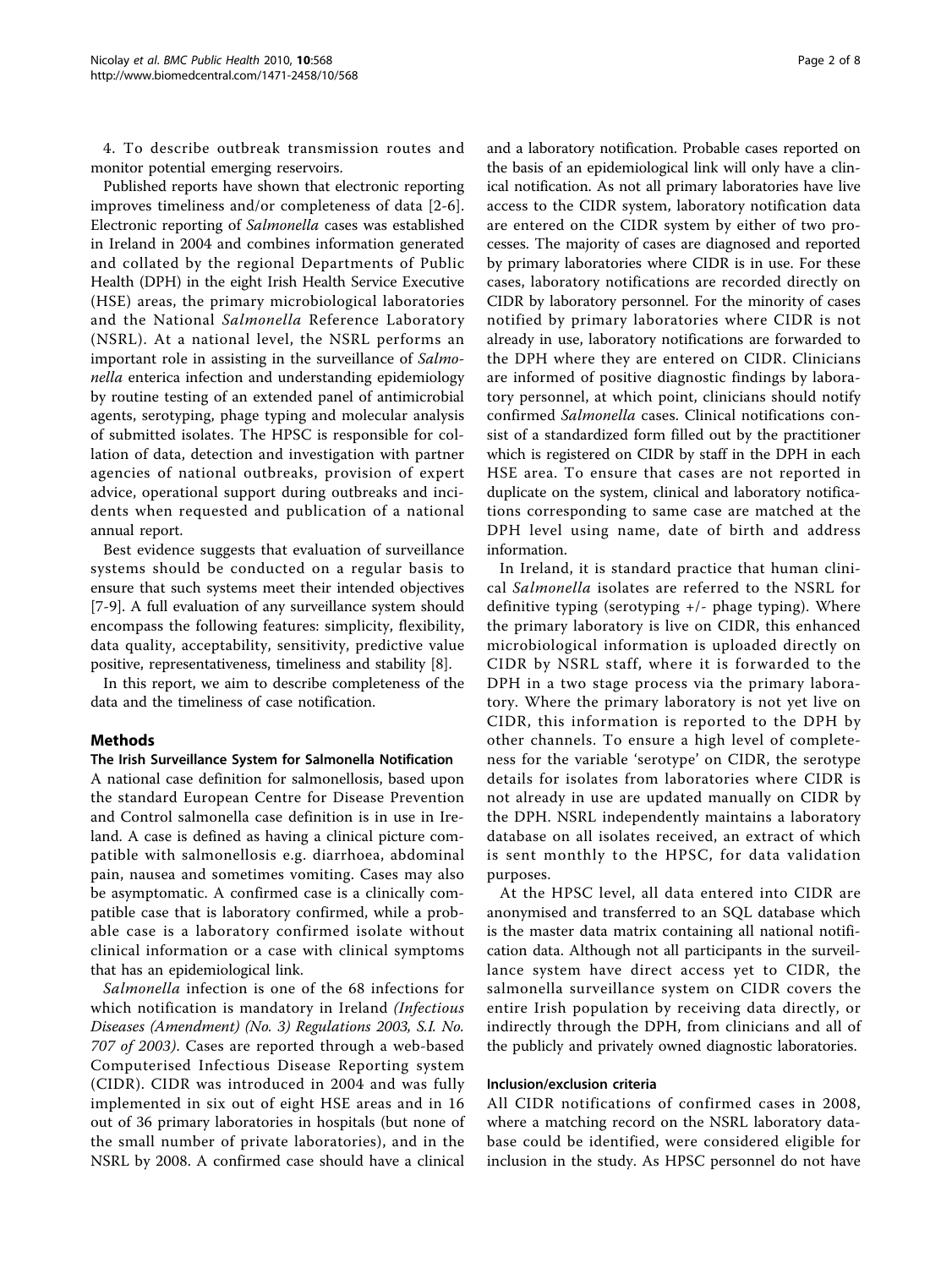4. To describe outbreak transmission routes and monitor potential emerging reservoirs.

Published reports have shown that electronic reporting improves timeliness and/or completeness of data [2-6]. Electronic reporting of *Salmonella* cases was established in Ireland in 2004 and combines information generated and collated by the regional Departments of Public Health (DPH) in the eight Irish Health Service Executive (HSE) areas, the primary microbiological laboratories and the National *Salmonella* Reference Laboratory (NSRL). At a national level, the NSRL performs an important role in assisting in the surveillance of *Salmonella* enterica infection and understanding epidemiology by routine testing of an extended panel of antimicrobial agents, serotyping, phage typing and molecular analysis of submitted isolates. The HPSC is responsible for collation of data, detection and investigation with partner agencies of national outbreaks, provision of expert advice, operational support during outbreaks and incidents when requested and publication of a national annual report.

Best evidence suggests that evaluation of surveillance systems should be conducted on a regular basis to ensure that such systems meet their intended objectives [7-9]. A full evaluation of any surveillance system should encompass the following features: simplicity, flexibility, data quality, acceptability, sensitivity, predictive value positive, representativeness, timeliness and stability [8].

In this report, we aim to describe completeness of the data and the timeliness of case notification.

## Methods

### The Irish Surveillance System for Salmonella Notification

A national case definition for salmonellosis, based upon the standard European Centre for Disease Prevention and Control salmonella case definition is in use in Ireland. A case is defined as having a clinical picture compatible with salmonellosis e.g. diarrhoea, abdominal pain, nausea and sometimes vomiting. Cases may also be asymptomatic. A confirmed case is a clinically compatible case that is laboratory confirmed, while a probable case is a laboratory confirmed isolate without clinical information or a case with clinical symptoms that has an epidemiological link.

*Salmonella* infection is one of the 68 infections for which notification is mandatory in Ireland *(Infectious Diseases (Amendment) (No. 3) Regulations 2003, S.I. No. 707 of 2003)*. Cases are reported through a web-based Computerised Infectious Disease Reporting system (CIDR). CIDR was introduced in 2004 and was fully implemented in six out of eight HSE areas and in 16 out of 36 primary laboratories in hospitals (but none of the small number of private laboratories), and in the NSRL by 2008. A confirmed case should have a clinical and a laboratory notification. Probable cases reported on the basis of an epidemiological link will only have a clinical notification. As not all primary laboratories have live access to the CIDR system, laboratory notification data are entered on the CIDR system by either of two processes. The majority of cases are diagnosed and reported by primary laboratories where CIDR is in use. For these cases, laboratory notifications are recorded directly on CIDR by laboratory personnel. For the minority of cases notified by primary laboratories where CIDR is not already in use, laboratory notifications are forwarded to the DPH where they are entered on CIDR. Clinicians are informed of positive diagnostic findings by laboratory personnel, at which point, clinicians should notify confirmed *Salmonella* cases. Clinical notifications consist of a standardized form filled out by the practitioner which is registered on CIDR by staff in the DPH in each HSE area. To ensure that cases are not reported in duplicate on the system, clinical and laboratory notifications corresponding to same case are matched at the DPH level using name, date of birth and address information.

In Ireland, it is standard practice that human clinical *Salmonella* isolates are referred to the NSRL for definitive typing (serotyping +/- phage typing). Where the primary laboratory is live on CIDR, this enhanced microbiological information is uploaded directly on CIDR by NSRL staff, where it is forwarded to the DPH in a two stage process via the primary laboratory. Where the primary laboratory is not yet live on CIDR, this information is reported to the DPH by other channels. To ensure a high level of completeness for the variable 'serotype' on CIDR, the serotype details for isolates from laboratories where CIDR is not already in use are updated manually on CIDR by the DPH. NSRL independently maintains a laboratory database on all isolates received, an extract of which is sent monthly to the HPSC, for data validation purposes.

At the HPSC level, all data entered into CIDR are anonymised and transferred to an SQL database which is the master data matrix containing all national notification data. Although not all participants in the surveillance system have direct access yet to CIDR, the salmonella surveillance system on CIDR covers the entire Irish population by receiving data directly, or indirectly through the DPH, from clinicians and all of the publicly and privately owned diagnostic laboratories.

### Inclusion/exclusion criteria

All CIDR notifications of confirmed cases in 2008, where a matching record on the NSRL laboratory database could be identified, were considered eligible for inclusion in the study. As HPSC personnel do not have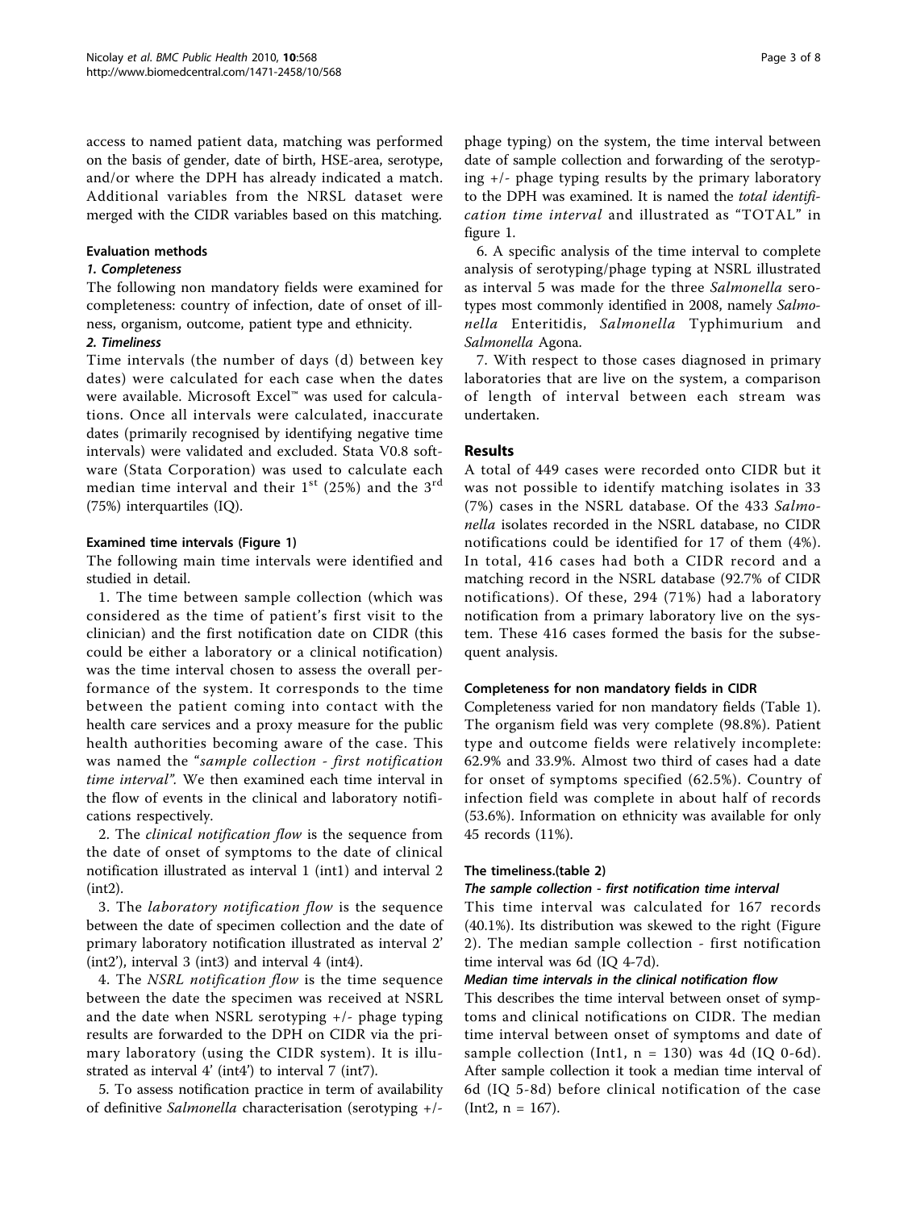access to named patient data, matching was performed on the basis of gender, date of birth, HSE-area, serotype, and/or where the DPH has already indicated a match. Additional variables from the NRSL dataset were merged with the CIDR variables based on this matching.

### Evaluation methods

#### *1. Completeness*

The following non mandatory fields were examined for completeness: country of infection, date of onset of illness, organism, outcome, patient type and ethnicity.

#### *2. Timeliness*

Time intervals (the number of days (d) between key dates) were calculated for each case when the dates were available. Microsoft Excel™ was used for calculations. Once all intervals were calculated, inaccurate dates (primarily recognised by identifying negative time intervals) were validated and excluded. Stata V0.8 software (Stata Corporation) was used to calculate each median time interval and their 1st (25%) and the 3rd (75%) interquartiles (IQ).

### Examined time intervals (Figure 1)

The following main time intervals were identified and studied in detail.

1. The time between sample collection (which was considered as the time of patient's first visit to the clinician) and the first notification date on CIDR (this could be either a laboratory or a clinical notification) was the time interval chosen to assess the overall performance of the system. It corresponds to the time between the patient coming into contact with the health care services and a proxy measure for the public health authorities becoming aware of the case. This was named the "*sample collection - first notification time interval*". We then examined each time interval in the flow of events in the clinical and laboratory notifications respectively.

2. The *clinical notification flow* is the sequence from the date of onset of symptoms to the date of clinical notification illustrated as interval 1 (int1) and interval 2 (int2).

3. The *laboratory notification flow* is the sequence between the date of specimen collection and the date of primary laboratory notification illustrated as interval 2' (int2'), interval 3 (int3) and interval 4 (int4).

4. The *NSRL notification flow* is the time sequence between the date the specimen was received at NSRL and the date when NSRL serotyping +/- phage typing results are forwarded to the DPH on CIDR via the primary laboratory (using the CIDR system). It is illustrated as interval 4' (int4') to interval 7 (int7).

5. To assess notification practice in term of availability of definitive *Salmonella* characterisation (serotyping +/- phage typing) on the system, the time interval between date of sample collection and forwarding of the serotyping +/- phage typing results by the primary laboratory to the DPH was examined. It is named the *total identification time interval* and illustrated as "TOTAL" in figure 1.

6. A specific analysis of the time interval to complete analysis of serotyping/phage typing at NSRL illustrated as interval 5 was made for the three *Salmonella* serotypes most commonly identified in 2008, namely *Salmonella* Enteritidis, *Salmonella* Typhimurium and *Salmonella* Agona.

7. With respect to those cases diagnosed in primary laboratories that are live on the system, a comparison of length of interval between each stream was undertaken.

## Results

A total of 449 cases were recorded onto CIDR but it was not possible to identify matching isolates in 33 (7%) cases in the NSRL database. Of the 433 *Salmonella* isolates recorded in the NSRL database, no CIDR notifications could be identified for 17 of them (4%). In total, 416 cases had both a CIDR record and a matching record in the NSRL database (92.7% of CIDR notifications). Of these, 294 (71%) had a laboratory notification from a primary laboratory live on the system. These 416 cases formed the basis for the subsequent analysis.

### Completeness for non mandatory fields in CIDR

Completeness varied for non mandatory fields (Table 1). The organism field was very complete (98.8%). Patient type and outcome fields were relatively incomplete: 62.9% and 33.9%. Almost two third of cases had a date for onset of symptoms specified (62.5%). Country of infection field was complete in about half of records (53.6%). Information on ethnicity was available for only 45 records (11%).

### The timeliness.(table 2)

#### *The sample collection - first notification time interval*

This time interval was calculated for 167 records (40.1%). Its distribution was skewed to the right (Figure 2). The median sample collection - first notification time interval was 6d (IQ 4-7d).

#### *Median time intervals in the clinical notification flow*

This describes the time interval between onset of symptoms and clinical notifications on CIDR. The median time interval between onset of symptoms and date of sample collection (Int1, n = 130) was 4d (IQ 0-6d). After sample collection it took a median time interval of 6d (IQ 5-8d) before clinical notification of the case (Int2, n = 167).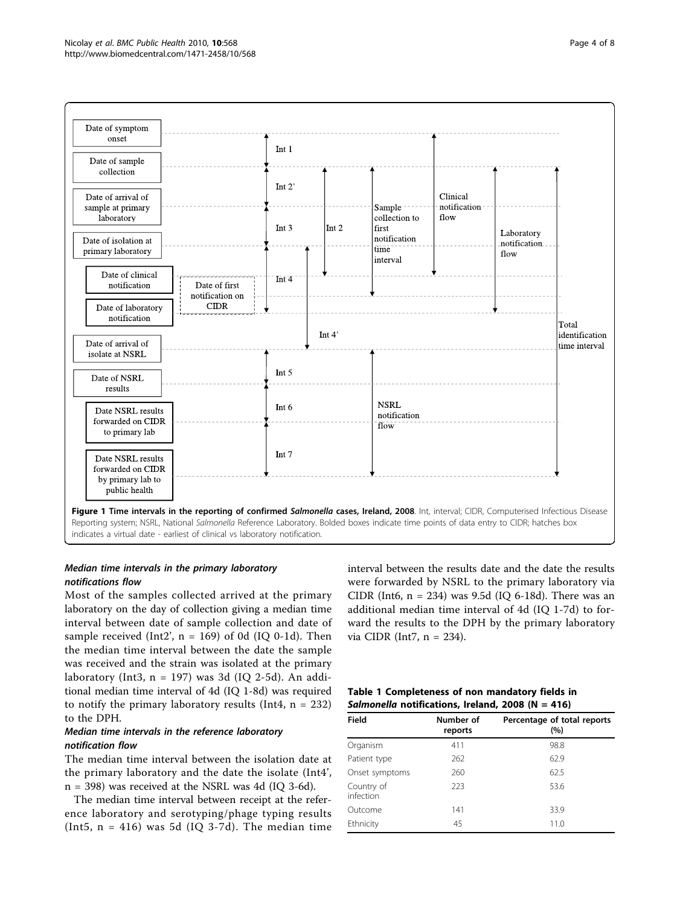Figure 1 Time intervals in the reporting of confirmed *Salmonella* cases, Ireland, 2008. Int, interval; CIDR, Computerised Infectious Disease Reporting system; NSRL, National *Salmonella* Reference Laboratory. Bolded boxes indicate time points of data entry to CIDR; hatches box indicates a virtual date - earliest of clinical vs laboratory notification.

### *Median time intervals in the primary laboratory notifications flow*

Most of the samples collected arrived at the primary laboratory on the day of collection giving a median time interval between date of sample collection and date of sample received (Int2', n = 169) of 0d (IQ 0-1d). Then the median time interval between the date the sample was received and the strain was isolated at the primary laboratory (Int3, n = 197) was 3d (IQ 2-5d). An additional median time interval of 4d (IQ 1-8d) was required to notify the primary laboratory results (Int4, n = 232) to the DPH.

### *Median time intervals in the reference laboratory notification flow*

The median time interval between the isolation date at the primary laboratory and the date the isolate (Int4', n = 398) was received at the NSRL was 4d (IQ 3-6d).

The median time interval between receipt at the reference laboratory and serotyping/phage typing results (Int5, n = 416) was 5d (IQ 3-7d). The median time interval between the results date and the date the results were forwarded by NSRL to the primary laboratory via CIDR (Int6, n = 234) was 9.5d (IQ 6-18d). There was an additional median time interval of 4d (IQ 1-7d) to forward the results to the DPH by the primary laboratory via CIDR (Int7, n = 234).

**Table 1 Completeness of non mandatory fields in *Salmonella* notifications, Ireland, 2008 (N = 416)**

| Field | Number of reports | Percentage of total reports (%) |
|---|---|---|
| Organism | 411 | 98.8 |
| Patient type | 262 | 62.9 |
| Onset symptoms | 260 | 62.5 |
| Country of infection | 223 | 53.6 |
| Outcome | 141 | 33.9 |
| Ethnicity | 45 | 11.0 |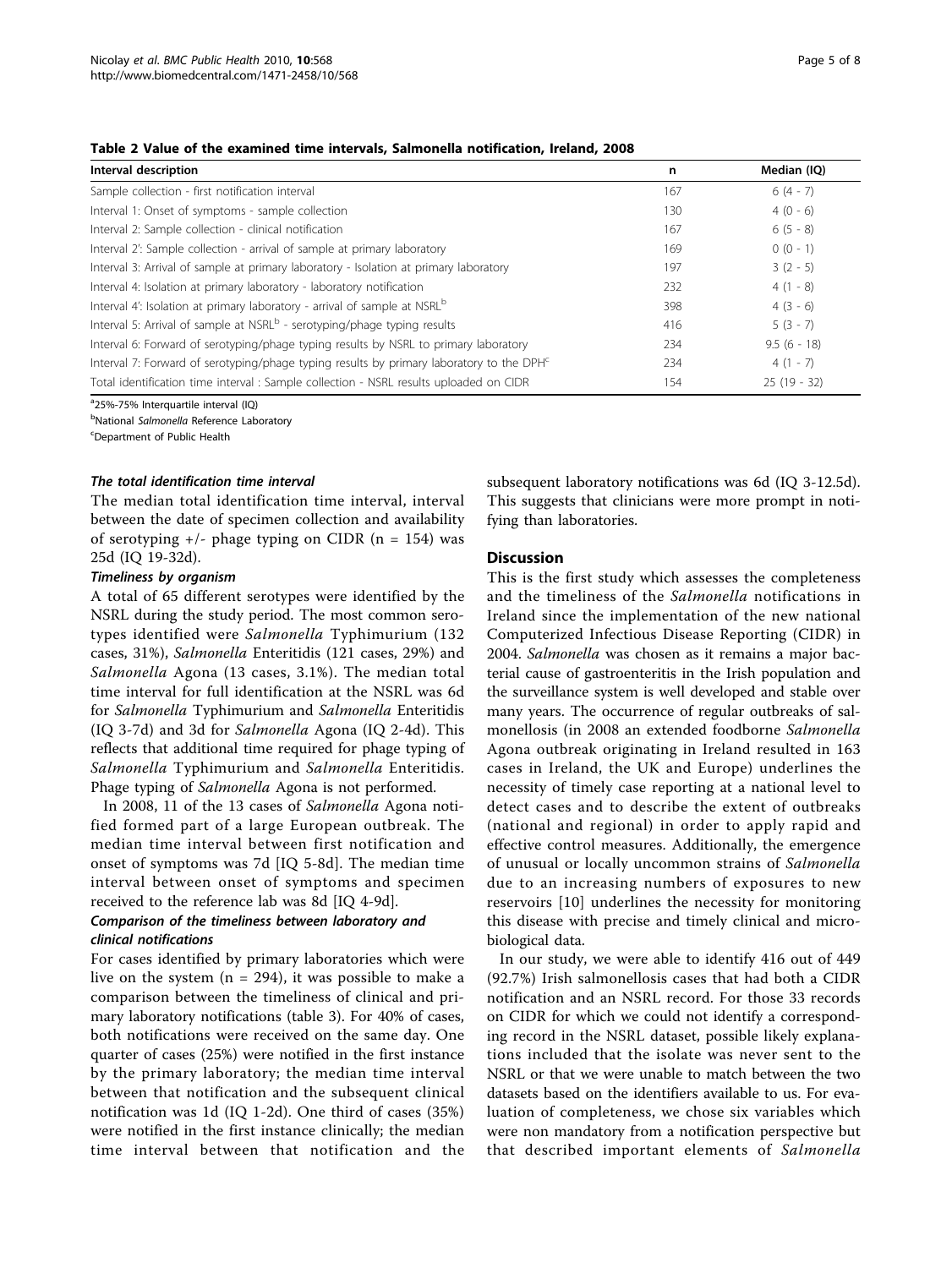**Table 2 Value of the examined time intervals, Salmonella notification, Ireland, 2008**

| Interval description | n | Median (IQ) |
|---|---|---|
| Sample collection - first notification interval | 167 | 6 (4 - 7) |
| Interval 1: Onset of symptoms - sample collection | 130 | 4 (0 - 6) |
| Interval 2: Sample collection - clinical notification | 167 | 6 (5 - 8) |
| Interval 2': Sample collection - arrival of sample at primary laboratory | 169 | 0 (0 - 1) |
| Interval 3: Arrival of sample at primary laboratory - Isolation at primary laboratory | 197 | 3 (2 - 5) |
| Interval 4: Isolation at primary laboratory - laboratory notification | 232 | 4 (1 - 8) |
| Interval 4': Isolation at primary laboratory - arrival of sample at NSRL[b] | 398 | 4 (3 - 6) |
| Interval 5: Arrival of sample at NSRL[b] - serotyping/phage typing results | 416 | 5 (3 - 7) |
| Interval 6: Forward of serotyping/phage typing results by NSRL to primary laboratory | 234 | 9.5 (6 - 18) |
| Interval 7: Forward of serotyping/phage typing results by primary laboratory to the DPH[c] | 234 | 4 (1 - 7) |
| Total identification time interval : Sample collection - NSRL results uploaded on CIDR | 154 | 25 (19 - 32) |

[a]25%-75% Interquartile interval (IQ)

[b]National *Salmonella* Reference Laboratory

[c]Department of Public Health

#### *The total identification time interval*

The median total identification time interval, interval between the date of specimen collection and availability of serotyping +/- phage typing on CIDR (n = 154) was 25d (IQ 19-32d).

#### *Timeliness by organism*

A total of 65 different serotypes were identified by the NSRL during the study period. The most common serotypes identified were *Salmonella* Typhimurium (132 cases, 31%), *Salmonella* Enteritidis (121 cases, 29%) and *Salmonella* Agona (13 cases, 3.1%). The median total time interval for full identification at the NSRL was 6d for *Salmonella* Typhimurium and *Salmonella* Enteritidis (IQ 3-7d) and 3d for *Salmonella* Agona (IQ 2-4d). This reflects that additional time required for phage typing of *Salmonella* Typhimurium and *Salmonella* Enteritidis. Phage typing of *Salmonella* Agona is not performed.

In 2008, 11 of the 13 cases of *Salmonella* Agona notified formed part of a large European outbreak. The median time interval between first notification and onset of symptoms was 7d [IQ 5-8d]. The median time interval between onset of symptoms and specimen received to the reference lab was 8d [IQ 4-9d].

#### *Comparison of the timeliness between laboratory and clinical notifications*

For cases identified by primary laboratories which were live on the system (n = 294), it was possible to make a comparison between the timeliness of clinical and primary laboratory notifications (table 3). For 40% of cases, both notifications were received on the same day. One quarter of cases (25%) were notified in the first instance by the primary laboratory; the median time interval between that notification and the subsequent clinical notification was 1d (IQ 1-2d). One third of cases (35%) were notified in the first instance clinically; the median time interval between that notification and the subsequent laboratory notifications was 6d (IQ 3-12.5d). This suggests that clinicians were more prompt in notifying than laboratories.

## Discussion

This is the first study which assesses the completeness and the timeliness of the *Salmonella* notifications in Ireland since the implementation of the new national Computerized Infectious Disease Reporting (CIDR) in 2004. *Salmonella* was chosen as it remains a major bacterial cause of gastroenteritis in the Irish population and the surveillance system is well developed and stable over many years. The occurrence of regular outbreaks of salmonellosis (in 2008 an extended foodborne *Salmonella* Agona outbreak originating in Ireland resulted in 163 cases in Ireland, the UK and Europe) underlines the necessity of timely case reporting at a national level to detect cases and to describe the extent of outbreaks (national and regional) in order to apply rapid and effective control measures. Additionally, the emergence of unusual or locally uncommon strains of *Salmonella* due to an increasing numbers of exposures to new reservoirs [10] underlines the necessity for monitoring this disease with precise and timely clinical and microbiological data.

In our study, we were able to identify 416 out of 449 (92.7%) Irish salmonellosis cases that had both a CIDR notification and an NSRL record. For those 33 records on CIDR for which we could not identify a corresponding record in the NSRL dataset, possible likely explanations included that the isolate was never sent to the NSRL or that we were unable to match between the two datasets based on the identifiers available to us. For evaluation of completeness, we chose six variables which were non mandatory from a notification perspective but that described important elements of *Salmonella*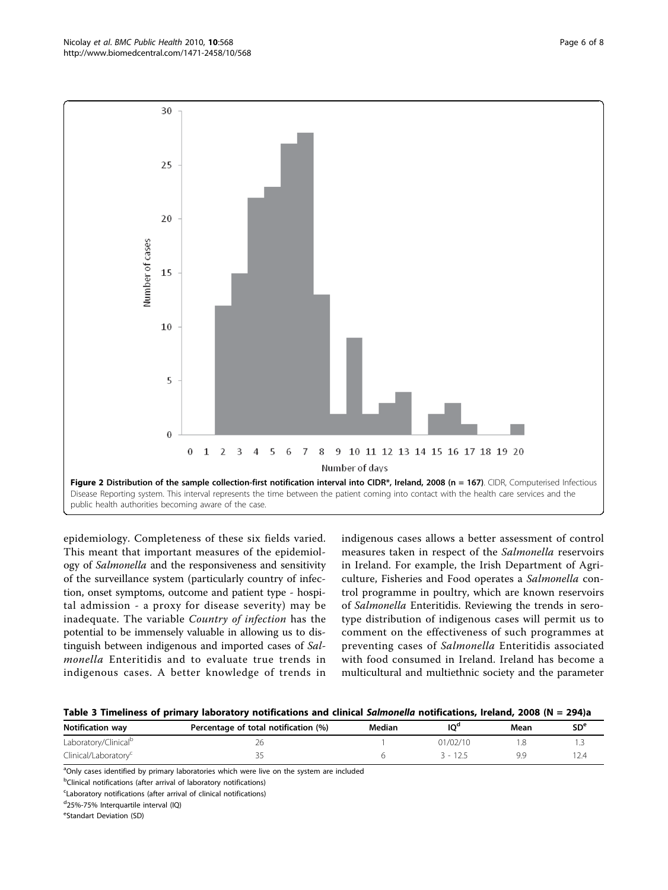**Figure 2 Distribution of the sample collection-first notification interval into CIDR*, Ireland, 2008 (n = 167)**. CIDR, Computerised Infectious Disease Reporting system. This interval represents the time between the patient coming into contact with the health care services and the public health authorities becoming aware of the case.

epidemiology. Completeness of these six fields varied. This meant that important measures of the epidemiology of *Salmonella* and the responsiveness and sensitivity of the surveillance system (particularly country of infection, onset symptoms, outcome and patient type - hospital admission - a proxy for disease severity) may be inadequate. The variable *Country of infection* has the potential to be immensely valuable in allowing us to distinguish between indigenous and imported cases of *Salmonella* Enteritidis and to evaluate true trends in indigenous cases. A better knowledge of trends in indigenous cases allows a better assessment of control measures taken in respect of the *Salmonella* reservoirs in Ireland. For example, the Irish Department of Agriculture, Fisheries and Food operates a *Salmonella* control programme in poultry, which are known reservoirs of *Salmonella* Enteritidis. Reviewing the trends in serotype distribution of indigenous cases will permit us to comment on the effectiveness of such programmes at preventing cases of *Salmonella* Enteritidis associated with food consumed in Ireland. Ireland has become a multicultural and multiethnic society and the parameter

**Table 3 Timeliness of primary laboratory notifications and clinical *Salmonella* notifications, Ireland, 2008 (N = 294)a**

| Notification way | Percentage of total notification (%) | Median | IQ[d] | Mean | SD[e] |
|---|---|---|---|---|---|
| Laboratory/Clinical[b] | 26 | 1 | 01/02/10 | 1.8 | 1.3 |
| Clinical/Laboratory[c] | 35 | 6 | 3 - 12.5 | 9.9 | 12.4 |

[a]Only cases identified by primary laboratories which were live on the system are included

[b]Clinical notifications (after arrival of laboratory notifications)

[c]Laboratory notifications (after arrival of clinical notifications)

[d]25%-75% Interquartile interval (IQ)

[e]Standart Deviation (SD)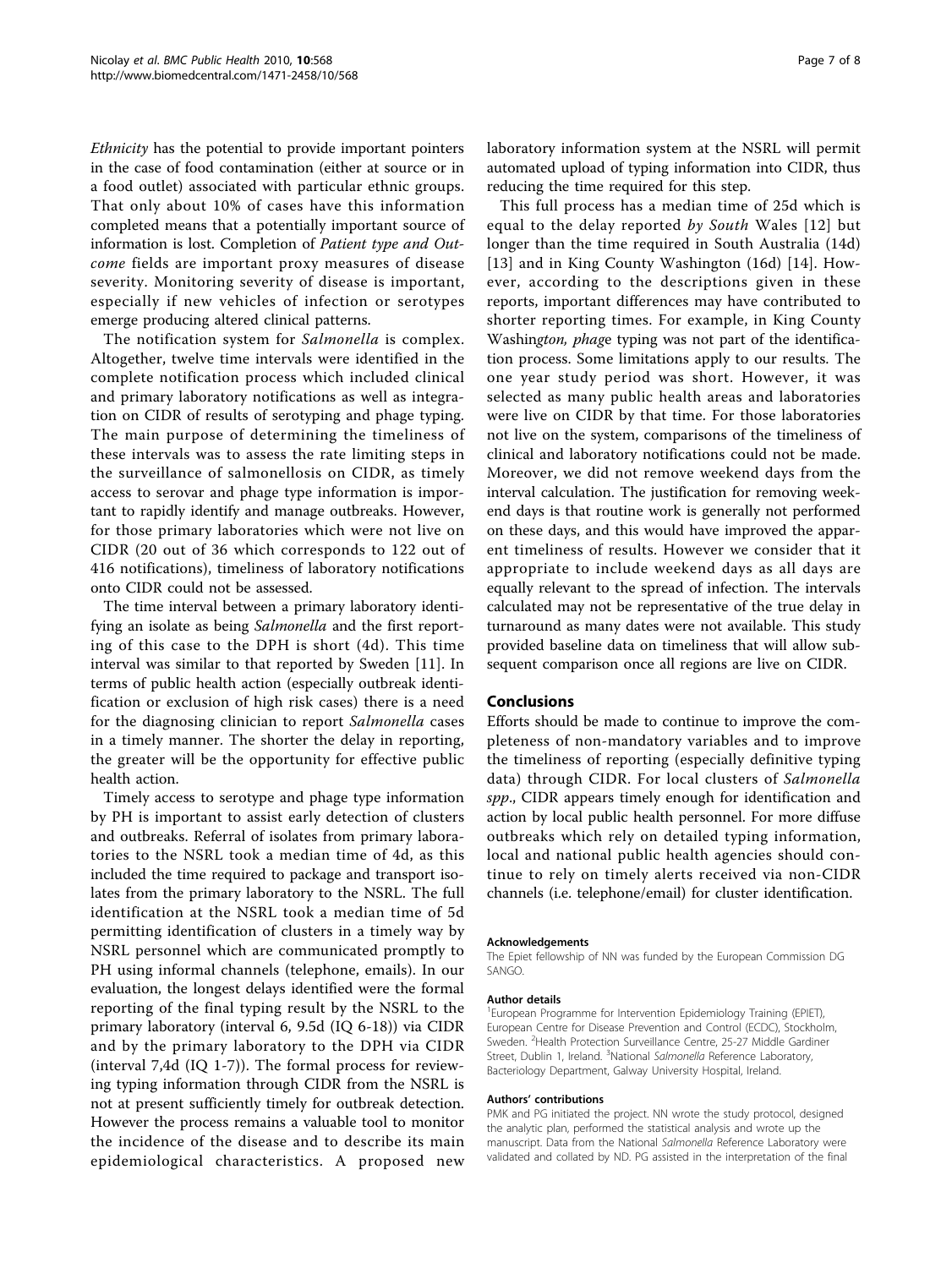*Ethnicity* has the potential to provide important pointers in the case of food contamination (either at source or in a food outlet) associated with particular ethnic groups. That only about 10% of cases have this information completed means that a potentially important source of information is lost. Completion of *Patient type and Outcome* fields are important proxy measures of disease severity. Monitoring severity of disease is important, especially if new vehicles of infection or serotypes emerge producing altered clinical patterns.

The notification system for *Salmonella* is complex. Altogether, twelve time intervals were identified in the complete notification process which included clinical and primary laboratory notifications as well as integration on CIDR of results of serotyping and phage typing. The main purpose of determining the timeliness of these intervals was to assess the rate limiting steps in the surveillance of salmonellosis on CIDR, as timely access to serovar and phage type information is important to rapidly identify and manage outbreaks. However, for those primary laboratories which were not live on CIDR (20 out of 36 which corresponds to 122 out of 416 notifications), timeliness of laboratory notifications onto CIDR could not be assessed.

The time interval between a primary laboratory identifying an isolate as being *Salmonella* and the first reporting of this case to the DPH is short (4d). This time interval was similar to that reported by Sweden [11]. In terms of public health action (especially outbreak identification or exclusion of high risk cases) there is a need for the diagnosing clinician to report *Salmonella* cases in a timely manner. The shorter the delay in reporting, the greater will be the opportunity for effective public health action.

Timely access to serotype and phage type information by PH is important to assist early detection of clusters and outbreaks. Referral of isolates from primary laboratories to the NSRL took a median time of 4d, as this included the time required to package and transport isolates from the primary laboratory to the NSRL. The full identification at the NSRL took a median time of 5d permitting identification of clusters in a timely way by NSRL personnel which are communicated promptly to PH using informal channels (telephone, emails). In our evaluation, the longest delays identified were the formal reporting of the final typing result by the NSRL to the primary laboratory (interval 6, 9.5d (IQ 6-18)) via CIDR and by the primary laboratory to the DPH via CIDR (interval 7,4d (IQ 1-7)). The formal process for reviewing typing information through CIDR from the NSRL is not at present sufficiently timely for outbreak detection. However the process remains a valuable tool to monitor the incidence of the disease and to describe its main epidemiological characteristics. A proposed new laboratory information system at the NSRL will permit automated upload of typing information into CIDR, thus reducing the time required for this step.

This full process has a median time of 25d which is equal to the delay reported *by South* Wales [12] but longer than the time required in South Australia (14d) [13] and in King County Washington (16d) [14]. However, according to the descriptions given in these reports, important differences may have contributed to shorter reporting times. For example, in King County Washin*gton, phag*e typing was not part of the identification process. Some limitations apply to our results. The one year study period was short. However, it was selected as many public health areas and laboratories were live on CIDR by that time. For those laboratories not live on the system, comparisons of the timeliness of clinical and laboratory notifications could not be made. Moreover, we did not remove weekend days from the interval calculation. The justification for removing weekend days is that routine work is generally not performed on these days, and this would have improved the apparent timeliness of results. However we consider that it appropriate to include weekend days as all days are equally relevant to the spread of infection. The intervals calculated may not be representative of the true delay in turnaround as many dates were not available. This study provided baseline data on timeliness that will allow subsequent comparison once all regions are live on CIDR.

## Conclusions

Efforts should be made to continue to improve the completeness of non-mandatory variables and to improve the timeliness of reporting (especially definitive typing data) through CIDR. For local clusters of *Salmonella spp*., CIDR appears timely enough for identification and action by local public health personnel. For more diffuse outbreaks which rely on detailed typing information, local and national public health agencies should continue to rely on timely alerts received via non-CIDR channels (i.e. telephone/email) for cluster identification.

#### Acknowledgements

The Epiet fellowship of NN was funded by the European Commission DG SANGO.

#### Author details

[1]European Programme for Intervention Epidemiology Training (EPIET), European Centre for Disease Prevention and Control (ECDC), Stockholm, Sweden. [2]Health Protection Surveillance Centre, 25-27 Middle Gardiner Street, Dublin 1, Ireland. [3]National *Salmonella* Reference Laboratory, Bacteriology Department, Galway University Hospital, Ireland.

#### Authors' contributions

PMK and PG initiated the project. NN wrote the study protocol, designed the analytic plan, performed the statistical analysis and wrote up the manuscript. Data from the National *Salmonella* Reference Laboratory were validated and collated by ND. PG assisted in the interpretation of the final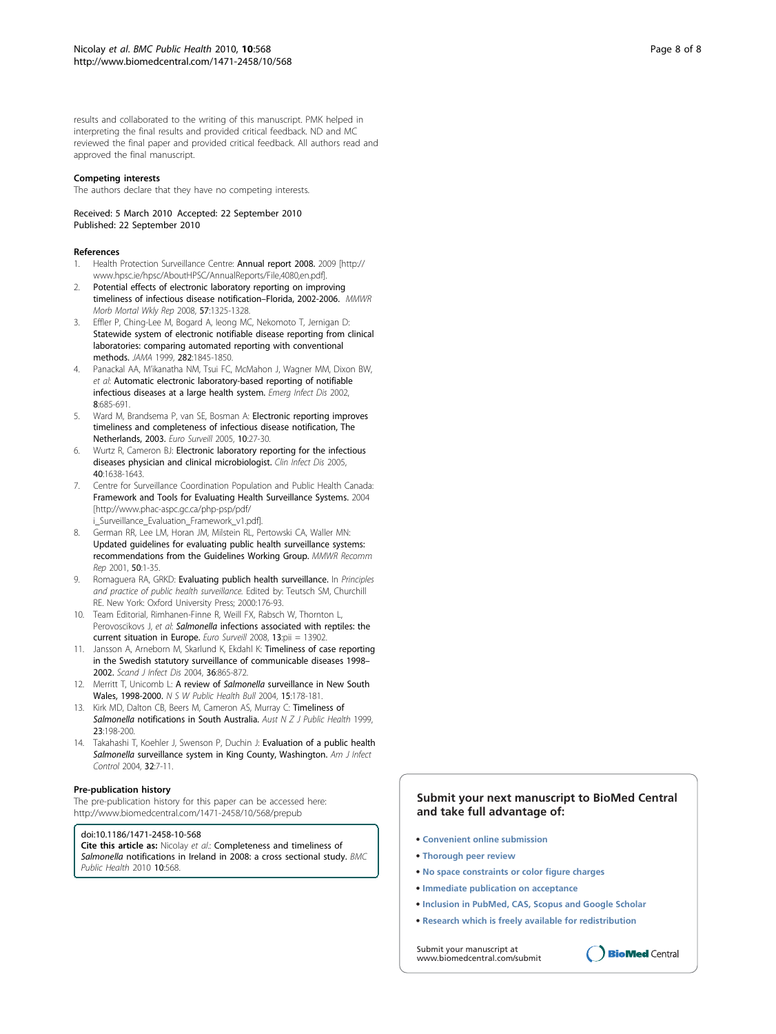results and collaborated to the writing of this manuscript. PMK helped in interpreting the final results and provided critical feedback. ND and MC reviewed the final paper and provided critical feedback. All authors read and approved the final manuscript.

#### Competing interests

The authors declare that they have no competing interests.

Received: 5 March 2010 Accepted: 22 September 2010
Published: 22 September 2010

#### References

1. Health Protection Surveillance Centre: **Annual report 2008.** 2009 [http://www.hpsc.ie/hpsc/AboutHPSC/AnnualReports/File,4080,en.pdf].
2. **Potential effects of electronic laboratory reporting on improving timeliness of infectious disease notification–Florida, 2002-2006.** *MMWR Morb Mortal Wkly Rep* 2008, **57**:1325-1328.
3. Effler P, Ching-Lee M, Bogard A, Ieong MC, Nekomoto T, Jernigan D: **Statewide system of electronic notifiable disease reporting from clinical laboratories: comparing automated reporting with conventional methods.** *JAMA* 1999, **282**:1845-1850.
4. Panackal AA, M'ikanatha NM, Tsui FC, McMahon J, Wagner MM, Dixon BW, *et al*: **Automatic electronic laboratory-based reporting of notifiable infectious diseases at a large health system.** *Emerg Infect Dis* 2002, **8**:685-691.
5. Ward M, Brandsema P, van SE, Bosman A: **Electronic reporting improves timeliness and completeness of infectious disease notification, The Netherlands, 2003.** *Euro Surveill* 2005, **10**:27-30.
6. Wurtz R, Cameron BJ: **Electronic laboratory reporting for the infectious diseases physician and clinical microbiologist.** *Clin Infect Dis* 2005, **40**:1638-1643.
7. Centre for Surveillance Coordination Population and Public Health Canada: **Framework and Tools for Evaluating Health Surveillance Systems.** 2004 [http://www.phac-aspc.gc.ca/php-psp/pdf/i_Surveillance_Evaluation_Framework_v1.pdf].
8. German RR, Lee LM, Horan JM, Milstein RL, Pertowski CA, Waller MN: **Updated guidelines for evaluating public health surveillance systems: recommendations from the Guidelines Working Group.** *MMWR Recomm Rep* 2001, **50**:1-35.
9. Romaguera RA, GRKD: **Evaluating publich health surveillance.** In *Principles and practice of public health surveillance.* Edited by: Teutsch SM, Churchill RE. New York: Oxford University Press; 2000:176-93.
10. Team Editorial, Rimhanen-Finne R, Weill FX, Rabsch W, Thornton L, Perovoscikovs J, *et al*: ***Salmonella* infections associated with reptiles: the current situation in Europe.** *Euro Surveill* 2008, **13**:pii = 13902.
11. Jansson A, Arneborn M, Skarlund K, Ekdahl K: **Timeliness of case reporting in the Swedish statutory surveillance of communicable diseases 1998–2002.** *Scand J Infect Dis* 2004, **36**:865-872.
12. Merritt T, Unicomb L: **A review of *Salmonella* surveillance in New South Wales, 1998-2000.** *N S W Public Health Bull* 2004, **15**:178-181.
13. Kirk MD, Dalton CB, Beers M, Cameron AS, Murray C: **Timeliness of *Salmonella* notifications in South Australia.** *Aust N Z J Public Health* 1999, **23**:198-200.
14. Takahashi T, Koehler J, Swenson P, Duchin J: **Evaluation of a public health *Salmonella* surveillance system in King County, Washington.** *Am J Infect Control* 2004, **32**:7-11.

#### Pre-publication history

The pre-publication history for this paper can be accessed here:
http://www.biomedcentral.com/1471-2458/10/568/prepub

doi:10.1186/1471-2458-10-568
**Cite this article as:** Nicolay *et al.*: Completeness and timeliness of *Salmonella* notifications in Ireland in 2008: a cross sectional study. *BMC Public Health* 2010 **10**:568.

**Submit your next manuscript to BioMed Central and take full advantage of:**

- Convenient online submission
- Thorough peer review
- No space constraints or color figure charges
- Immediate publication on acceptance
- Inclusion in PubMed, CAS, Scopus and Google Scholar
- Research which is freely available for redistribution

Submit your manuscript at www.biomedcentral.com/submit